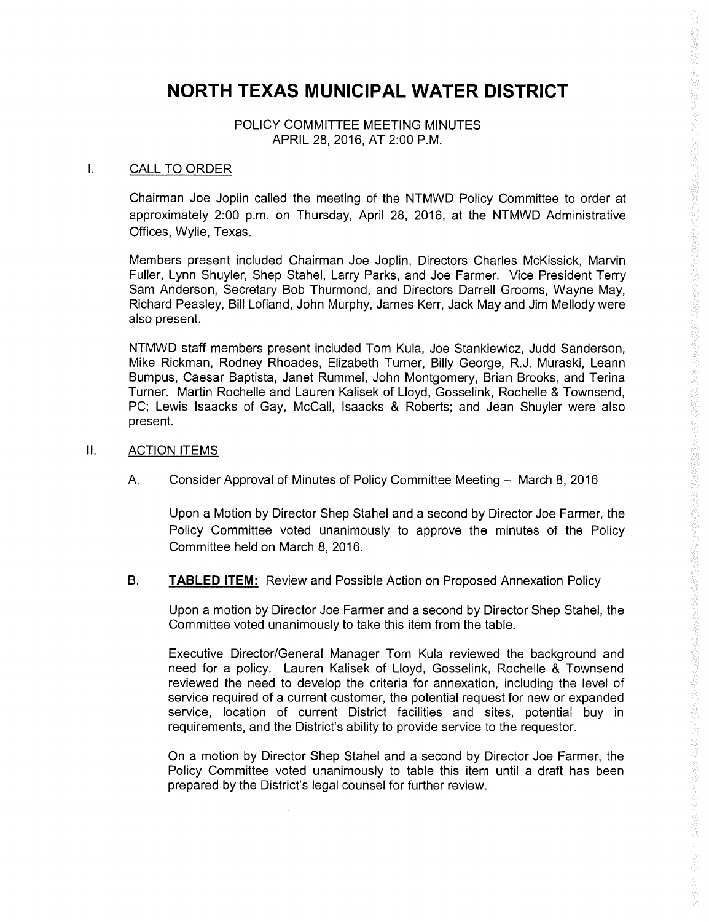# NORTH TEXAS MUNICIPAL WATER DISTRICT

POLICY COMMITTEE MEETING MINUTES
APRIL 28, 2016, AT 2:00 P.M.

## I. CALL TO ORDER

Chairman Joe Joplin called the meeting of the NTMWD Policy Committee to order at approximately 2:00 p.m. on Thursday, April 28, 2016, at the NTMWD Administrative Offices, Wylie, Texas.

Members present included Chairman Joe Joplin, Directors Charles McKissick, Marvin Fuller, Lynn Shuyler, Shep Stahel, Larry Parks, and Joe Farmer. Vice President Terry Sam Anderson, Secretary Bob Thurmond, and Directors Darrell Grooms, Wayne May, Richard Peasley, Bill Lofland, John Murphy, James Kerr, Jack May and Jim Mellody were also present.

NTMWD staff members present included Tom Kula, Joe Stankiewicz, Judd Sanderson, Mike Rickman, Rodney Rhoades, Elizabeth Turner, Billy George, R.J. Muraski, Leann Bumpus, Caesar Baptista, Janet Rummel, John Montgomery, Brian Brooks, and Terina Turner. Martin Rochelle and Lauren Kalisek of Lloyd, Gosselink, Rochelle & Townsend, PC; Lewis Isaacks of Gay, McCall, Isaacks & Roberts; and Jean Shuyler were also present.

## II. ACTION ITEMS

A. Consider Approval of Minutes of Policy Committee Meeting – March 8, 2016

Upon a Motion by Director Shep Stahel and a second by Director Joe Farmer, the Policy Committee voted unanimously to approve the minutes of the Policy Committee held on March 8, 2016.

B. **TABLED ITEM:** Review and Possible Action on Proposed Annexation Policy

Upon a motion by Director Joe Farmer and a second by Director Shep Stahel, the Committee voted unanimously to take this item from the table.

Executive Director/General Manager Tom Kula reviewed the background and need for a policy. Lauren Kalisek of Lloyd, Gosselink, Rochelle & Townsend reviewed the need to develop the criteria for annexation, including the level of service required of a current customer, the potential request for new or expanded service, location of current District facilities and sites, potential buy in requirements, and the District's ability to provide service to the requestor.

On a motion by Director Shep Stahel and a second by Director Joe Farmer, the Policy Committee voted unanimously to table this item until a draft has been prepared by the District's legal counsel for further review.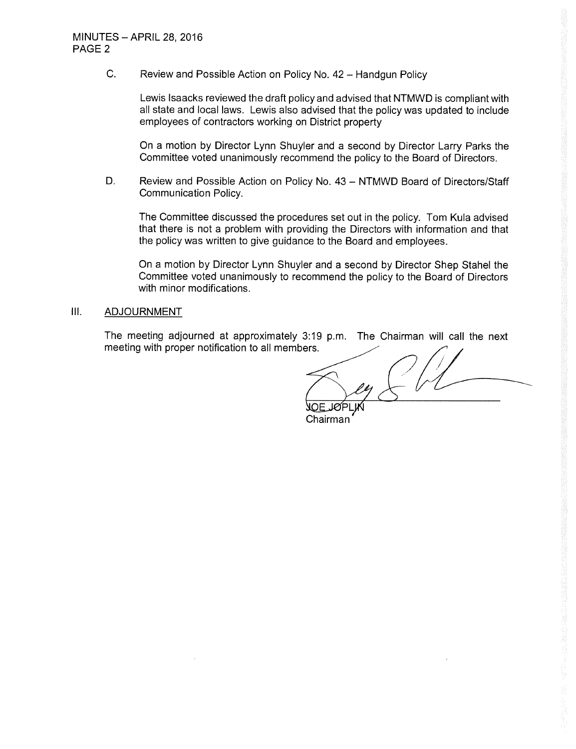C. Review and Possible Action on Policy No. 42 – Handgun Policy

Lewis Isaacks reviewed the draft policy and advised that NTMWD is compliant with all state and local laws. Lewis also advised that the policy was updated to include employees of contractors working on District property

On a motion by Director Lynn Shuyler and a second by Director Larry Parks the Committee voted unanimously recommend the policy to the Board of Directors.

D. Review and Possible Action on Policy No. 43 – NTMWD Board of Directors/Staff Communication Policy.

The Committee discussed the procedures set out in the policy. Tom Kula advised that there is not a problem with providing the Directors with information and that the policy was written to give guidance to the Board and employees.

On a motion by Director Lynn Shuyler and a second by Director Shep Stahel the Committee voted unanimously to recommend the policy to the Board of Directors with minor modifications.

## III. ADJOURNMENT

The meeting adjourned at approximately 3:19 p.m. The Chairman will call the next meeting with proper notification to all members.

JOE JOPLIN
Chairman